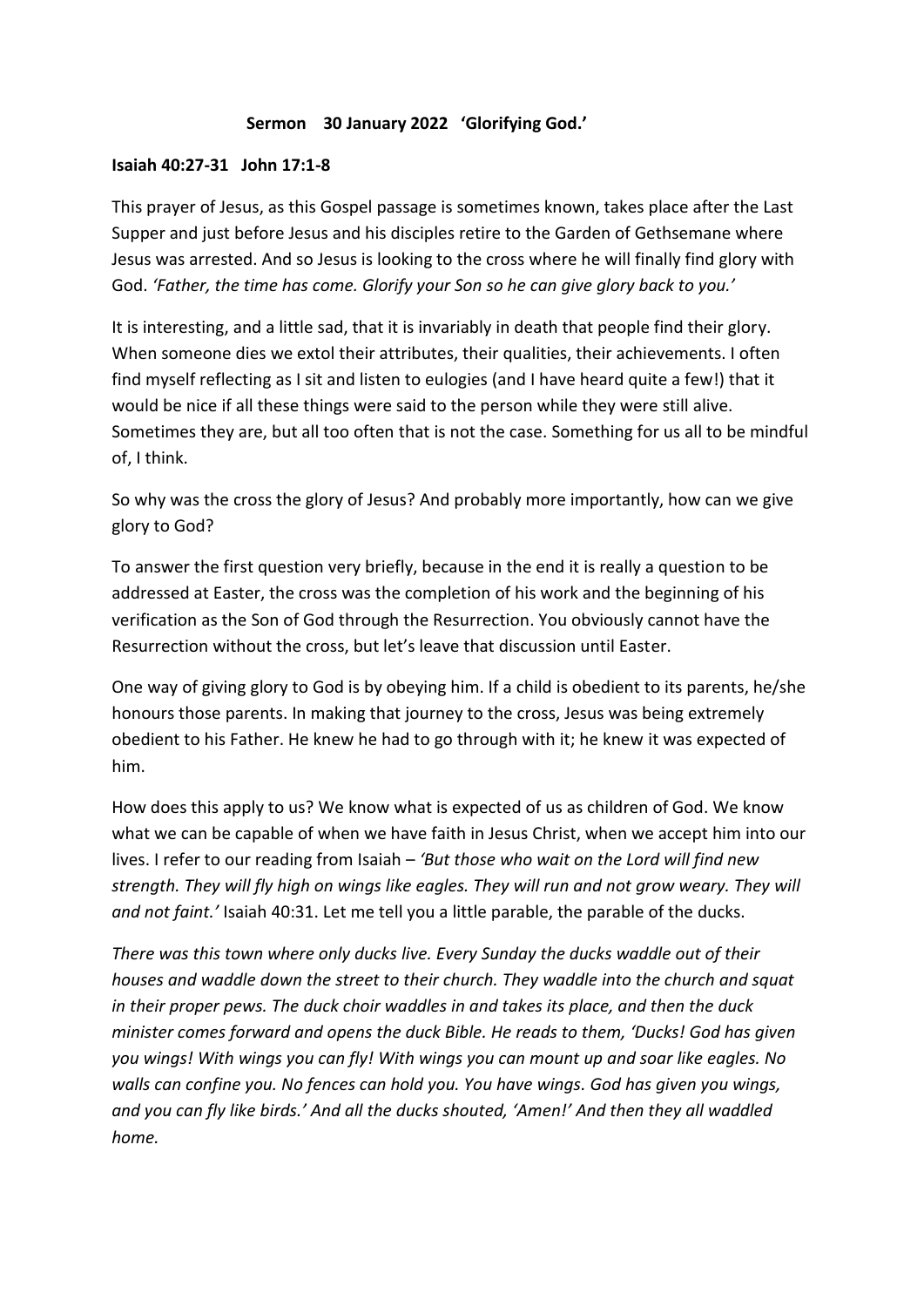**Sermon 30 January 2022 'Glorifying God.'**

**Isaiah 40:27-31 John 17:1-8**

This prayer of Jesus, as this Gospel passage is sometimes known, takes place after the Last Supper and just before Jesus and his disciples retire to the Garden of Gethsemane where Jesus was arrested. And so Jesus is looking to the cross where he will finally find glory with God. *'Father, the time has come. Glorify your Son so he can give glory back to you.'*

It is interesting, and a little sad, that it is invariably in death that people find their glory. When someone dies we extol their attributes, their qualities, their achievements. I often find myself reflecting as I sit and listen to eulogies (and I have heard quite a few!) that it would be nice if all these things were said to the person while they were still alive. Sometimes they are, but all too often that is not the case. Something for us all to be mindful of, I think.

So why was the cross the glory of Jesus? And probably more importantly, how can we give glory to God?

To answer the first question very briefly, because in the end it is really a question to be addressed at Easter, the cross was the completion of his work and the beginning of his verification as the Son of God through the Resurrection. You obviously cannot have the Resurrection without the cross, but let's leave that discussion until Easter.

One way of giving glory to God is by obeying him. If a child is obedient to its parents, he/she honours those parents. In making that journey to the cross, Jesus was being extremely obedient to his Father. He knew he had to go through with it; he knew it was expected of him.

How does this apply to us? We know what is expected of us as children of God. We know what we can be capable of when we have faith in Jesus Christ, when we accept him into our lives. I refer to our reading from Isaiah – *'But those who wait on the Lord will find new strength. They will fly high on wings like eagles. They will run and not grow weary. They will and not faint.'* Isaiah 40:31. Let me tell you a little parable, the parable of the ducks.

*There was this town where only ducks live. Every Sunday the ducks waddle out of their houses and waddle down the street to their church. They waddle into the church and squat in their proper pews. The duck choir waddles in and takes its place, and then the duck minister comes forward and opens the duck Bible. He reads to them, 'Ducks! God has given you wings! With wings you can fly! With wings you can mount up and soar like eagles. No walls can confine you. No fences can hold you. You have wings. God has given you wings, and you can fly like birds.' And all the ducks shouted, 'Amen!' And then they all waddled home.*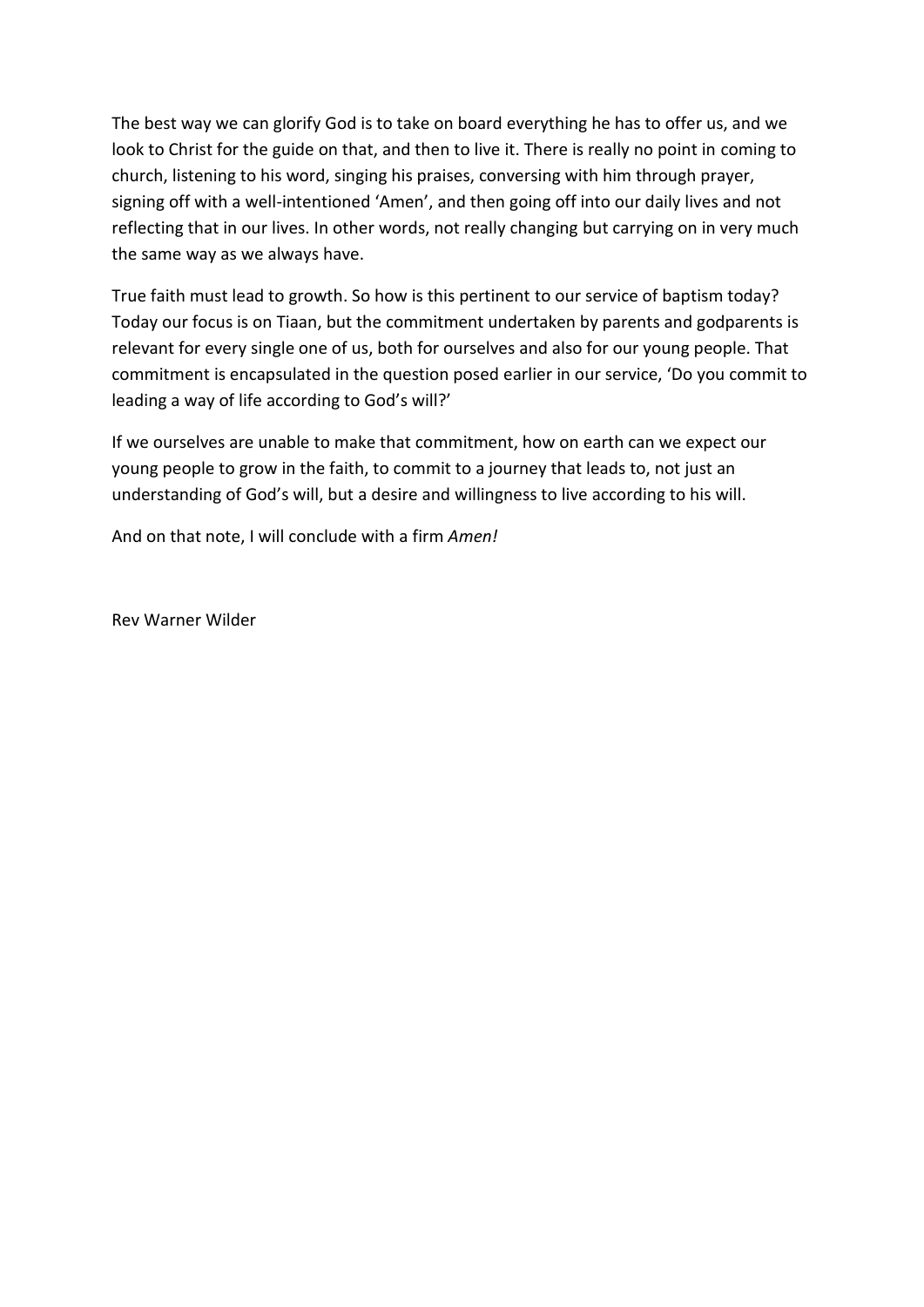The best way we can glorify God is to take on board everything he has to offer us, and we look to Christ for the guide on that, and then to live it. There is really no point in coming to church, listening to his word, singing his praises, conversing with him through prayer, signing off with a well-intentioned 'Amen', and then going off into our daily lives and not reflecting that in our lives. In other words, not really changing but carrying on in very much the same way as we always have.

True faith must lead to growth. So how is this pertinent to our service of baptism today? Today our focus is on Tiaan, but the commitment undertaken by parents and godparents is relevant for every single one of us, both for ourselves and also for our young people. That commitment is encapsulated in the question posed earlier in our service, 'Do you commit to leading a way of life according to God's will?'

If we ourselves are unable to make that commitment, how on earth can we expect our young people to grow in the faith, to commit to a journey that leads to, not just an understanding of God's will, but a desire and willingness to live according to his will.

And on that note, I will conclude with a firm *Amen!*

Rev Warner Wilder